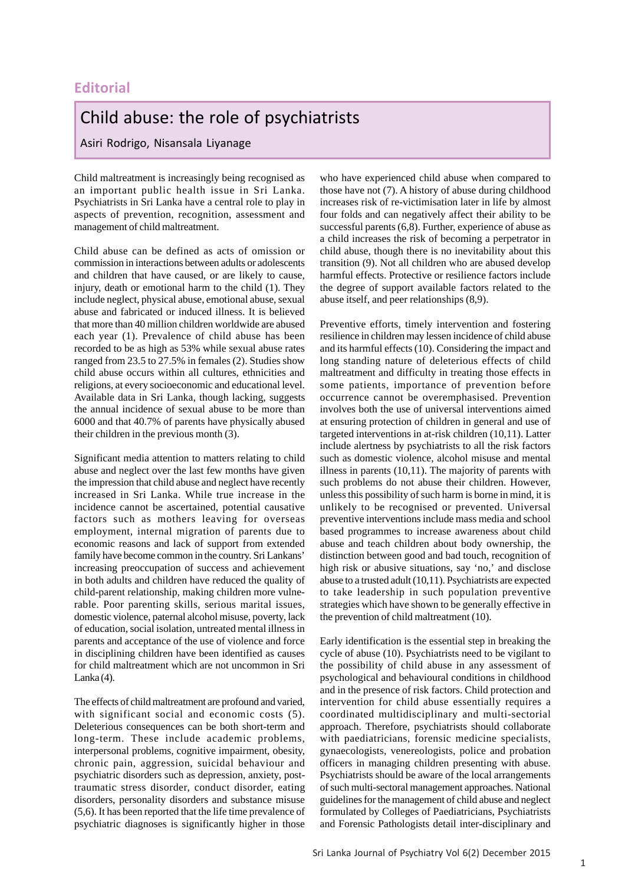**Editorial**

# Child abuse: the role of psychiatrists

Asiri Rodrigo, Nisansala Liyanage

Child maltreatment is increasingly being recognised as an important public health issue in Sri Lanka. Psychiatrists in Sri Lanka have a central role to play in aspects of prevention, recognition, assessment and management of child maltreatment.

Child abuse can be defined as acts of omission or commission in interactions between adults or adolescents and children that have caused, or are likely to cause, injury, death or emotional harm to the child (1). They include neglect, physical abuse, emotional abuse, sexual abuse and fabricated or induced illness. It is believed that more than 40 million children worldwide are abused each year (1). Prevalence of child abuse has been recorded to be as high as 53% while sexual abuse rates ranged from 23.5 to 27.5% in females (2). Studies show child abuse occurs within all cultures, ethnicities and religions, at every socioeconomic and educational level. Available data in Sri Lanka, though lacking, suggests the annual incidence of sexual abuse to be more than 6000 and that 40.7% of parents have physically abused their children in the previous month (3).

Significant media attention to matters relating to child abuse and neglect over the last few months have given the impression that child abuse and neglect have recently increased in Sri Lanka. While true increase in the incidence cannot be ascertained, potential causative factors such as mothers leaving for overseas employment, internal migration of parents due to economic reasons and lack of support from extended family have become common in the country. Sri Lankans' increasing preoccupation of success and achievement in both adults and children have reduced the quality of child-parent relationship, making children more vulnerable. Poor parenting skills, serious marital issues, domestic violence, paternal alcohol misuse, poverty, lack of education, social isolation, untreated mental illness in parents and acceptance of the use of violence and force in disciplining children have been identified as causes for child maltreatment which are not uncommon in Sri Lanka (4).

The effects of child maltreatment are profound and varied, with significant social and economic costs (5). Deleterious consequences can be both short-term and long-term. These include academic problems, interpersonal problems, cognitive impairment, obesity, chronic pain, aggression, suicidal behaviour and psychiatric disorders such as depression, anxiety, post-traumatic stress disorder, conduct disorder, eating disorders, personality disorders and substance misuse (5,6). It has been reported that the life time prevalence of psychiatric diagnoses is significantly higher in those who have experienced child abuse when compared to those have not (7). A history of abuse during childhood increases risk of re-victimisation later in life by almost four folds and can negatively affect their ability to be successful parents (6,8). Further, experience of abuse as a child increases the risk of becoming a perpetrator in child abuse, though there is no inevitability about this transition (9). Not all children who are abused develop harmful effects. Protective or resilience factors include the degree of support available factors related to the abuse itself, and peer relationships (8,9).

Preventive efforts, timely intervention and fostering resilience in children may lessen incidence of child abuse and its harmful effects (10). Considering the impact and long standing nature of deleterious effects of child maltreatment and difficulty in treating those effects in some patients, importance of prevention before occurrence cannot be overemphasised. Prevention involves both the use of universal interventions aimed at ensuring protection of children in general and use of targeted interventions in at-risk children (10,11). Latter include alertness by psychiatrists to all the risk factors such as domestic violence, alcohol misuse and mental illness in parents (10,11). The majority of parents with such problems do not abuse their children. However, unless this possibility of such harm is borne in mind, it is unlikely to be recognised or prevented. Universal preventive interventions include mass media and school based programmes to increase awareness about child abuse and teach children about body ownership, the distinction between good and bad touch, recognition of high risk or abusive situations, say 'no,' and disclose abuse to a trusted adult (10,11). Psychiatrists are expected to take leadership in such population preventive strategies which have shown to be generally effective in the prevention of child maltreatment (10).

Early identification is the essential step in breaking the cycle of abuse (10). Psychiatrists need to be vigilant to the possibility of child abuse in any assessment of psychological and behavioural conditions in childhood and in the presence of risk factors. Child protection and intervention for child abuse essentially requires a coordinated multidisciplinary and multi-sectorial approach. Therefore, psychiatrists should collaborate with paediatricians, forensic medicine specialists, gynaecologists, venereologists, police and probation officers in managing children presenting with abuse. Psychiatrists should be aware of the local arrangements of such multi-sectoral management approaches. National guidelines for the management of child abuse and neglect formulated by Colleges of Paediatricians, Psychiatrists and Forensic Pathologists detail inter-disciplinary and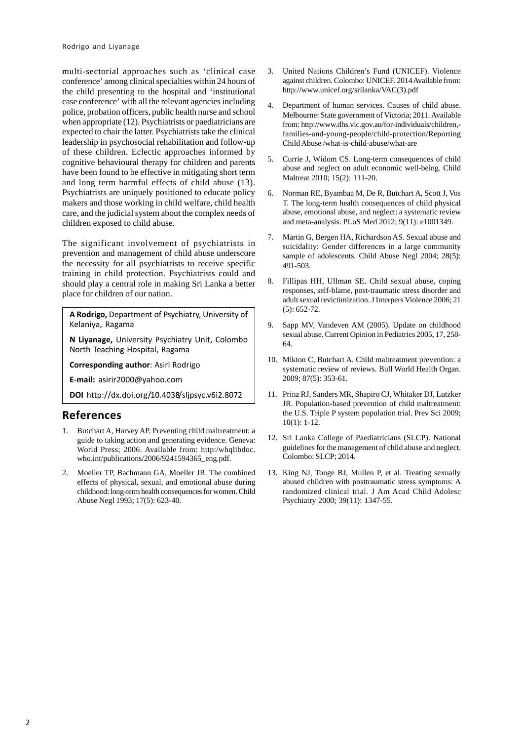multi-sectorial approaches such as 'clinical case conference' among clinical specialties within 24 hours of the child presenting to the hospital and 'institutional case conference' with all the relevant agencies including police, probation officers, public health nurse and school when appropriate (12). Psychiatrists or paediatricians are expected to chair the latter. Psychiatrists take the clinical leadership in psychosocial rehabilitation and follow-up of these children. Eclectic approaches informed by cognitive behavioural therapy for children and parents have been found to be effective in mitigating short term and long term harmful effects of child abuse (13). Psychiatrists are uniquely positioned to educate policy makers and those working in child welfare, child health care, and the judicial system about the complex needs of children exposed to child abuse.

The significant involvement of psychiatrists in prevention and management of child abuse underscore the necessity for all psychiatrists to receive specific training in child protection. Psychiatrists could and should play a central role in making Sri Lanka a better place for children of our nation.

**A Rodrigo,** Department of Psychiatry, University of Kelaniya, Ragama

**N Liyanage,** University Psychiatry Unit, Colombo North Teaching Hospital, Ragama

**Corresponding author**: Asiri Rodrigo

**E-mail:** asirir2000@yahoo.com

**DOI** http://dx.doi.org/10.4038/sljpsyc.v6i2.8072

## References

1. Butchart A, Harvey AP. Preventing child maltreatment: a guide to taking action and generating evidence. Geneva: World Press; 2006. Available from: http:/whqlibdoc.who.int/publications/2006/9241594365_eng.pdf.
2. Moeller TP, Bachmann GA, Moeller JR. The combined effects of physical, sexual, and emotional abuse during childhood: long-term health consequences for women. Child Abuse Negl 1993; 17(5): 623-40.
3. United Nations Children's Fund (UNICEF). Violence against children. Colombo: UNICEF. 2014 Available from: http://www.unicef.org/srilanka/VAC(3).pdf
4. Department of human services. Causes of child abuse. Melbourne: State government of Victoria; 2011. Available from: http://www.dhs.vic.gov.au/for-individuals/children,-families-and-young-people/child-protection/Reporting Child Abuse /what-is-child-abuse/what-are
5. Currie J, Widom CS. Long-term consequences of child abuse and neglect on adult economic well-being. Child Maltreat 2010; 15(2): 111-20.
6. Norman RE, Byambaa M, De R, Butchart A, Scott J, Vos T. The long-term health consequences of child physical abuse, emotional abuse, and neglect: a systematic review and meta-analysis. PLoS Med 2012; 9(11): e1001349.
7. Martin G, Bergen HA, Richardson AS. Sexual abuse and suicidality: Gender differences in a large community sample of adolescents. Child Abuse Negl 2004; 28(5): 491-503.
8. Fillipas HH, Ullman SE. Child sexual abuse, coping responses, self-blame, post-traumatic stress disorder and adult sexual revictimization. J Interpers Violence 2006; 21 (5): 652-72.
9. Sapp MV, Vandeven AM (2005). Update on childhood sexual abuse. Current Opinion in Pediatrics 2005, 17, 258-64.
10. Mikton C, Butchart A. Child maltreatment prevention: a systematic review of reviews. Bull World Health Organ. 2009; 87(5): 353-61.
11. Prinz RJ, Sanders MR, Shapiro CJ, Whitaker DJ, Lutzker JR. Population-based prevention of child maltreatment: the U.S. Triple P system population trial. Prev Sci 2009; 10(1): 1-12.
12. Sri Lanka College of Paediatricians (SLCP). National guidelines for the management of child abuse and neglect. Colombo: SLCP; 2014.
13. King NJ, Tonge BJ, Mullen P, et al. Treating sexually abused children with posttraumatic stress symptoms: A randomized clinical trial. J Am Acad Child Adolesc Psychiatry 2000; 39(11): 1347-55.